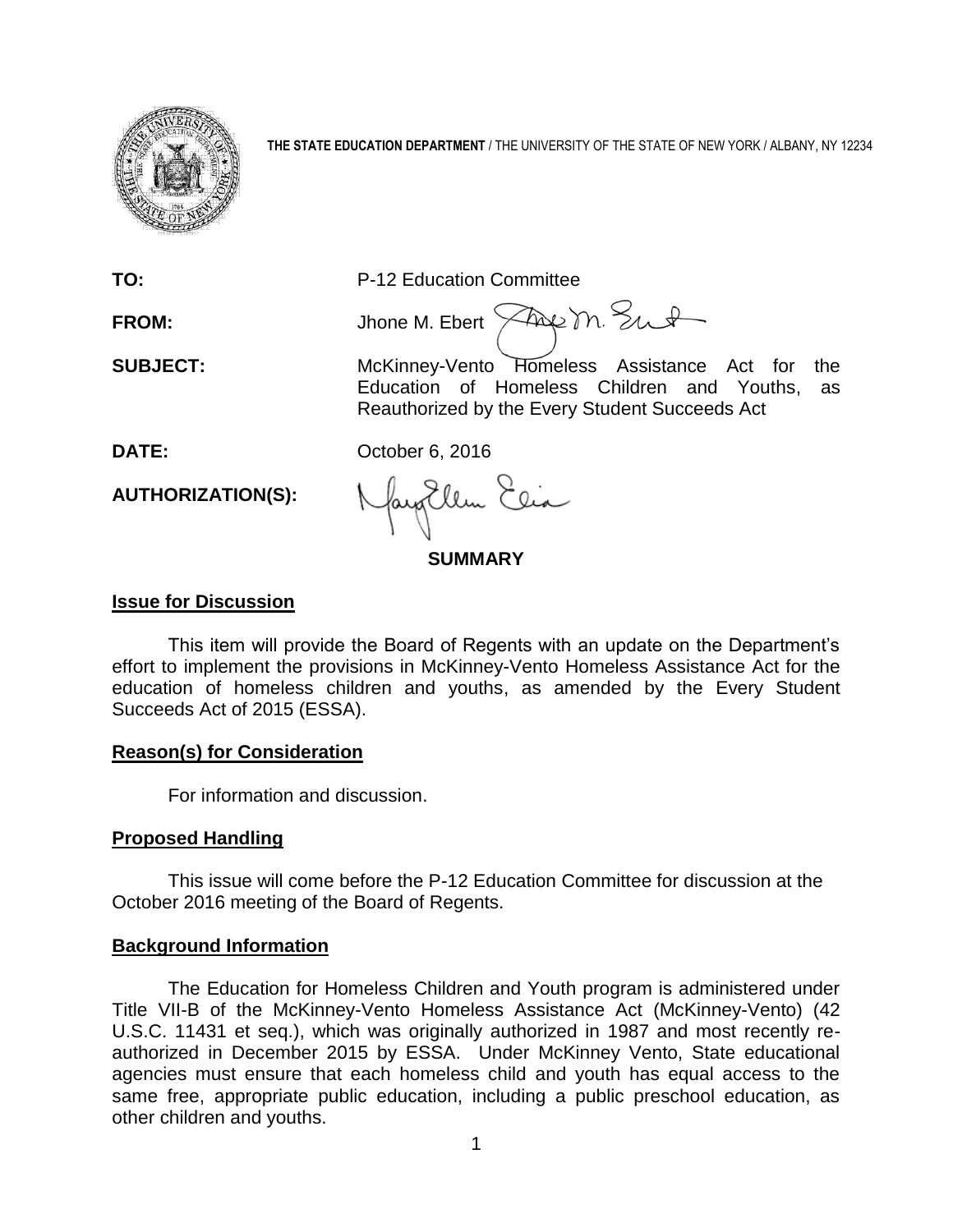**THE STATE EDUCATION DEPARTMENT** / THE UNIVERSITY OF THE STATE OF NEW YORK / ALBANY, NY 12234

**TO:** P-12 Education Committee

**FROM:** Jhone M. Ebert

**SUBJECT:** McKinney-Vento Homeless Assistance Act for the Education of Homeless Children and Youths, as Reauthorized by the Every Student Succeeds Act

**DATE:** October 6, 2016

**AUTHORIZATION(S):**

**SUMMARY**

## Issue for Discussion

This item will provide the Board of Regents with an update on the Department's effort to implement the provisions in McKinney-Vento Homeless Assistance Act for the education of homeless children and youths, as amended by the Every Student Succeeds Act of 2015 (ESSA).

## Reason(s) for Consideration

For information and discussion.

## Proposed Handling

This issue will come before the P-12 Education Committee for discussion at the October 2016 meeting of the Board of Regents.

## Background Information

The Education for Homeless Children and Youth program is administered under Title VII-B of the McKinney-Vento Homeless Assistance Act (McKinney-Vento) (42 U.S.C. 11431 et seq.), which was originally authorized in 1987 and most recently re-authorized in December 2015 by ESSA. Under McKinney Vento, State educational agencies must ensure that each homeless child and youth has equal access to the same free, appropriate public education, including a public preschool education, as other children and youths.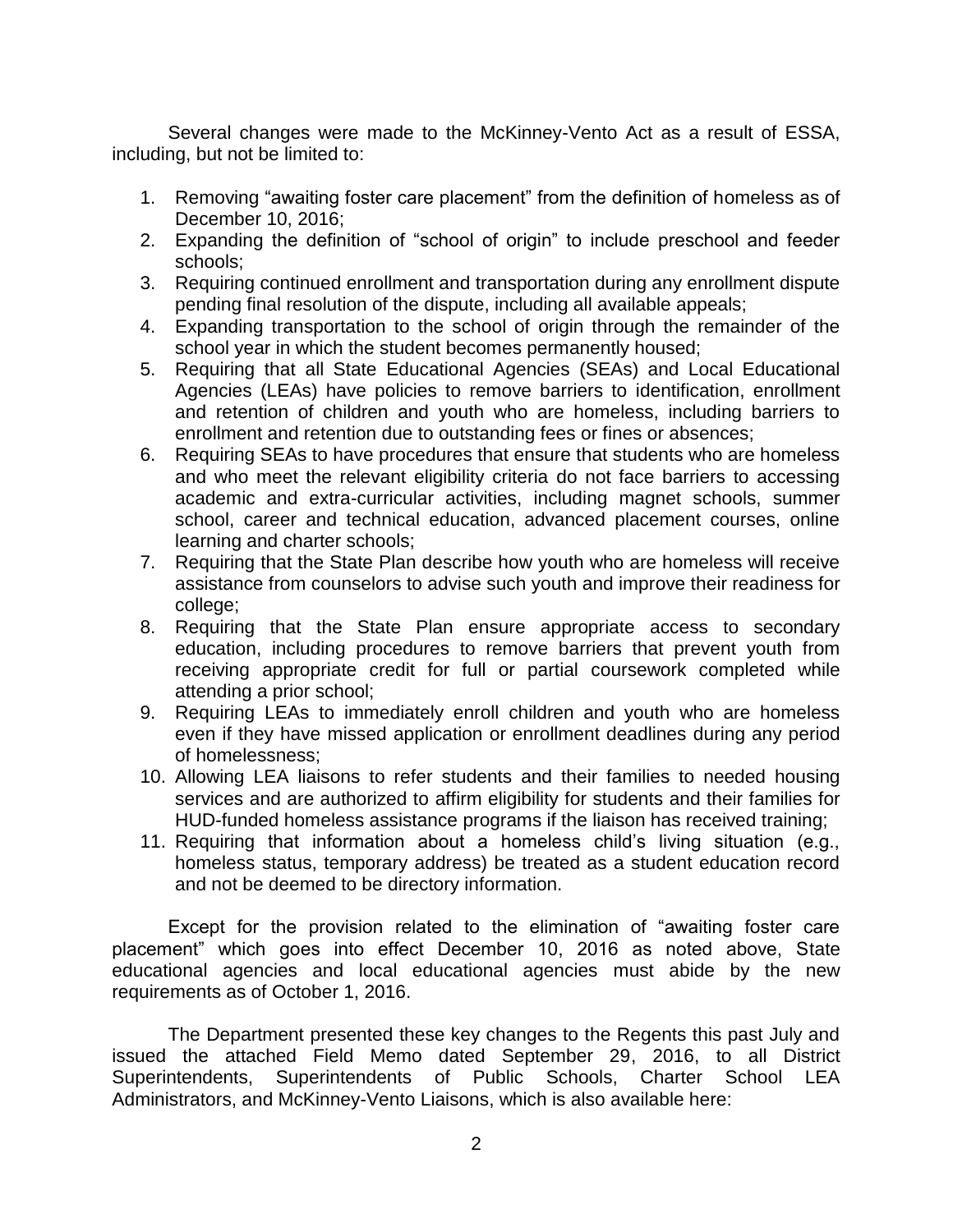Several changes were made to the McKinney-Vento Act as a result of ESSA, including, but not be limited to:

1. Removing "awaiting foster care placement" from the definition of homeless as of December 10, 2016;
2. Expanding the definition of "school of origin" to include preschool and feeder schools;
3. Requiring continued enrollment and transportation during any enrollment dispute pending final resolution of the dispute, including all available appeals;
4. Expanding transportation to the school of origin through the remainder of the school year in which the student becomes permanently housed;
5. Requiring that all State Educational Agencies (SEAs) and Local Educational Agencies (LEAs) have policies to remove barriers to identification, enrollment and retention of children and youth who are homeless, including barriers to enrollment and retention due to outstanding fees or fines or absences;
6. Requiring SEAs to have procedures that ensure that students who are homeless and who meet the relevant eligibility criteria do not face barriers to accessing academic and extra-curricular activities, including magnet schools, summer school, career and technical education, advanced placement courses, online learning and charter schools;
7. Requiring that the State Plan describe how youth who are homeless will receive assistance from counselors to advise such youth and improve their readiness for college;
8. Requiring that the State Plan ensure appropriate access to secondary education, including procedures to remove barriers that prevent youth from receiving appropriate credit for full or partial coursework completed while attending a prior school;
9. Requiring LEAs to immediately enroll children and youth who are homeless even if they have missed application or enrollment deadlines during any period of homelessness;
10. Allowing LEA liaisons to refer students and their families to needed housing services and are authorized to affirm eligibility for students and their families for HUD-funded homeless assistance programs if the liaison has received training;
11. Requiring that information about a homeless child's living situation (e.g., homeless status, temporary address) be treated as a student education record and not be deemed to be directory information.

Except for the provision related to the elimination of "awaiting foster care placement" which goes into effect December 10, 2016 as noted above, State educational agencies and local educational agencies must abide by the new requirements as of October 1, 2016.

The Department presented these key changes to the Regents this past July and issued the attached Field Memo dated September 29, 2016, to all District Superintendents, Superintendents of Public Schools, Charter School LEA Administrators, and McKinney-Vento Liaisons, which is also available here: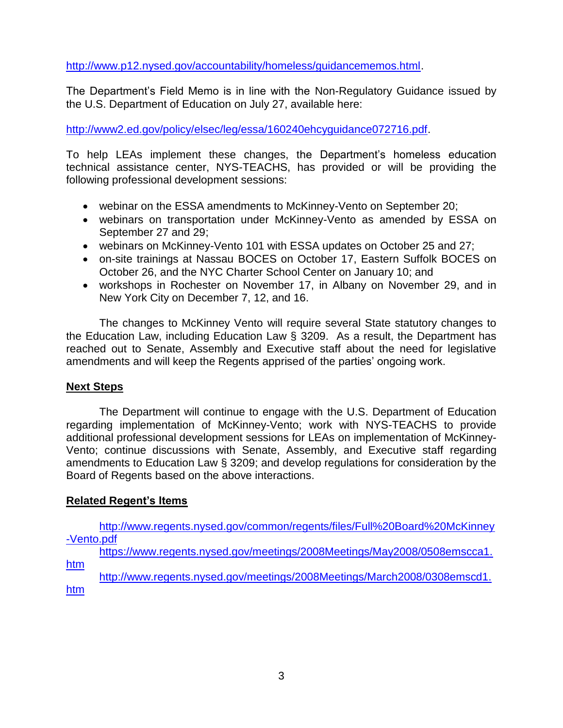http://www.p12.nysed.gov/accountability/homeless/guidancememos.html.

The Department's Field Memo is in line with the Non-Regulatory Guidance issued by the U.S. Department of Education on July 27, available here:

http://www2.ed.gov/policy/elsec/leg/essa/160240ehcyguidance072716.pdf.

To help LEAs implement these changes, the Department's homeless education technical assistance center, NYS-TEACHS, has provided or will be providing the following professional development sessions:

- webinar on the ESSA amendments to McKinney-Vento on September 20;
- webinars on transportation under McKinney-Vento as amended by ESSA on September 27 and 29;
- webinars on McKinney-Vento 101 with ESSA updates on October 25 and 27;
- on-site trainings at Nassau BOCES on October 17, Eastern Suffolk BOCES on October 26, and the NYC Charter School Center on January 10; and
- workshops in Rochester on November 17, in Albany on November 29, and in New York City on December 7, 12, and 16.

The changes to McKinney Vento will require several State statutory changes to the Education Law, including Education Law § 3209. As a result, the Department has reached out to Senate, Assembly and Executive staff about the need for legislative amendments and will keep the Regents apprised of the parties' ongoing work.

**Next Steps**

The Department will continue to engage with the U.S. Department of Education regarding implementation of McKinney-Vento; work with NYS-TEACHS to provide additional professional development sessions for LEAs on implementation of McKinney-Vento; continue discussions with Senate, Assembly, and Executive staff regarding amendments to Education Law § 3209; and develop regulations for consideration by the Board of Regents based on the above interactions.

**Related Regent's Items**

http://www.regents.nysed.gov/common/regents/files/Full%20Board%20McKinney-Vento.pdf

https://www.regents.nysed.gov/meetings/2008Meetings/May2008/0508emscca1.htm

http://www.regents.nysed.gov/meetings/2008Meetings/March2008/0308emscd1.htm